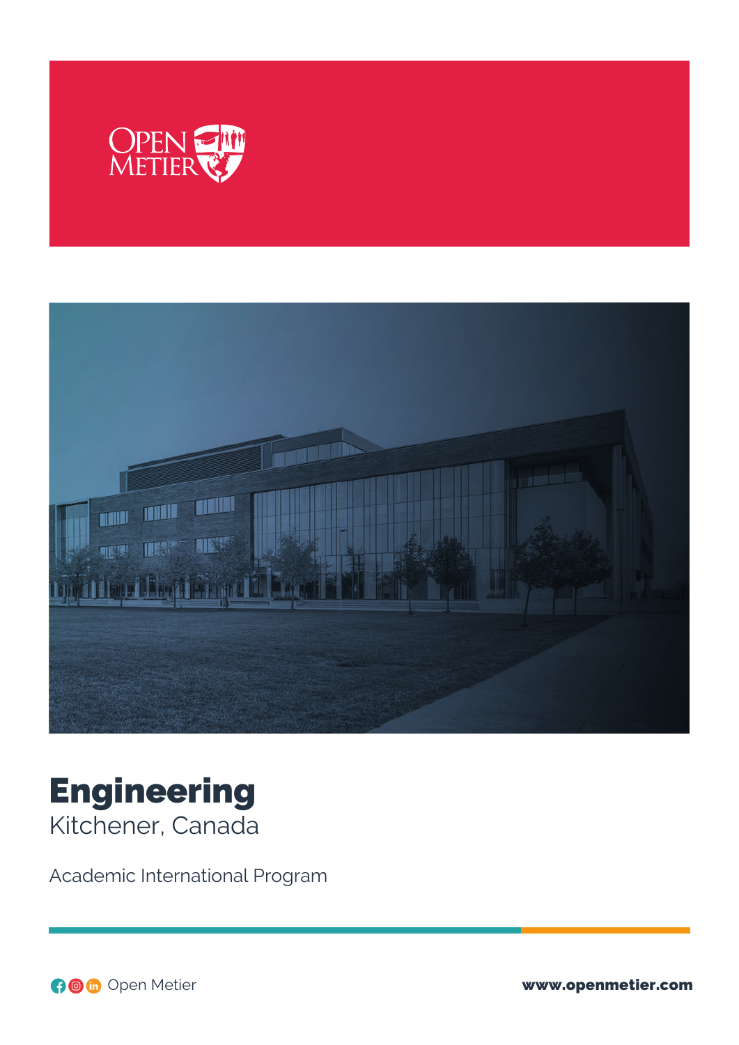# Engineering

Kitchener, Canada

Academic International Program

Open Metier

www.openmetier.com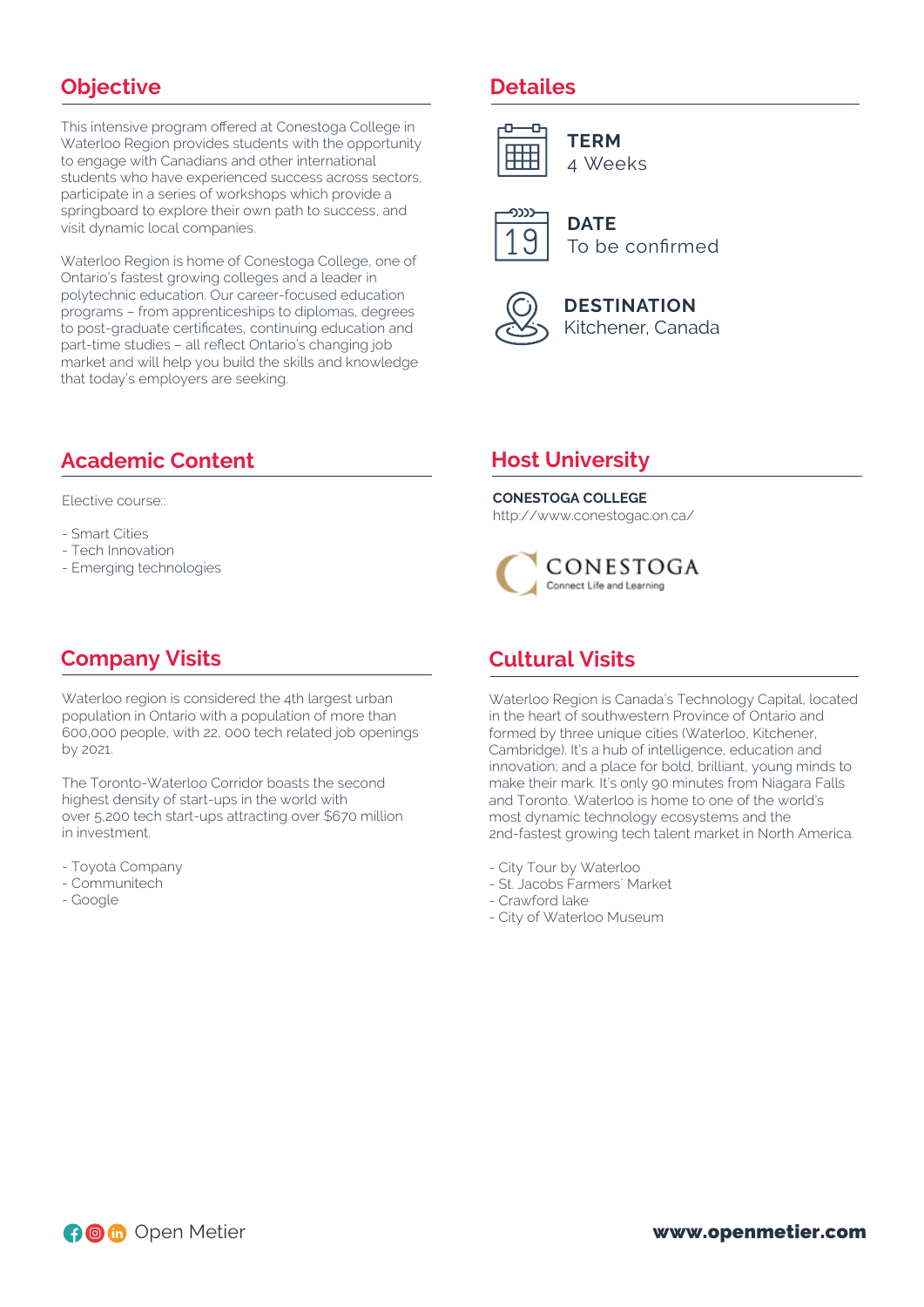## Objective

This intensive program offered at Conestoga College in Waterloo Region provides students with the opportunity to engage with Canadians and other international students who have experienced success across sectors, participate in a series of workshops which provide a springboard to explore their own path to success, and visit dynamic local companies.

Waterloo Region is home of Conestoga College, one of Ontario's fastest growing colleges and a leader in polytechnic education. Our career-focused education programs – from apprenticeships to diplomas, degrees to post-graduate certificates, continuing education and part-time studies – all reflect Ontario's changing job market and will help you build the skills and knowledge that today's employers are seeking.

## Detailes

**TERM**
4 Weeks

**DATE**
To be confirmed

**DESTINATION**
Kitchener, Canada

## Academic Content

Elective course::

- Smart Cities
- Tech Innovation
- Emerging technologies

## Host University

**CONESTOGA COLLEGE**
http://www.conestogac.on.ca/

CONESTOGA
Connect Life and Learning

## Company Visits

Waterloo region is considered the 4th largest urban population in Ontario with a population of more than 600,000 people, with 22, 000 tech related job openings by 2021.

The Toronto-Waterloo Corridor boasts the second highest density of start-ups in the world with over 5,200 tech start-ups attracting over $670 million in investment.

- Toyota Company
- Communitech
- Google

## Cultural Visits

Waterloo Region is Canada's Technology Capital, located in the heart of southwestern Province of Ontario and formed by three unique cities (Waterloo, Kitchener, Cambridge). It's a hub of intelligence, education and innovation; and a place for bold, brilliant, young minds to make their mark. It's only 90 minutes from Niagara Falls and Toronto. Waterloo is home to one of the world's most dynamic technology ecosystems and the 2nd-fastest growing tech talent market in North America.

- City Tour by Waterloo
- St. Jacobs Farmers' Market
- Crawford lake
- City of Waterloo Museum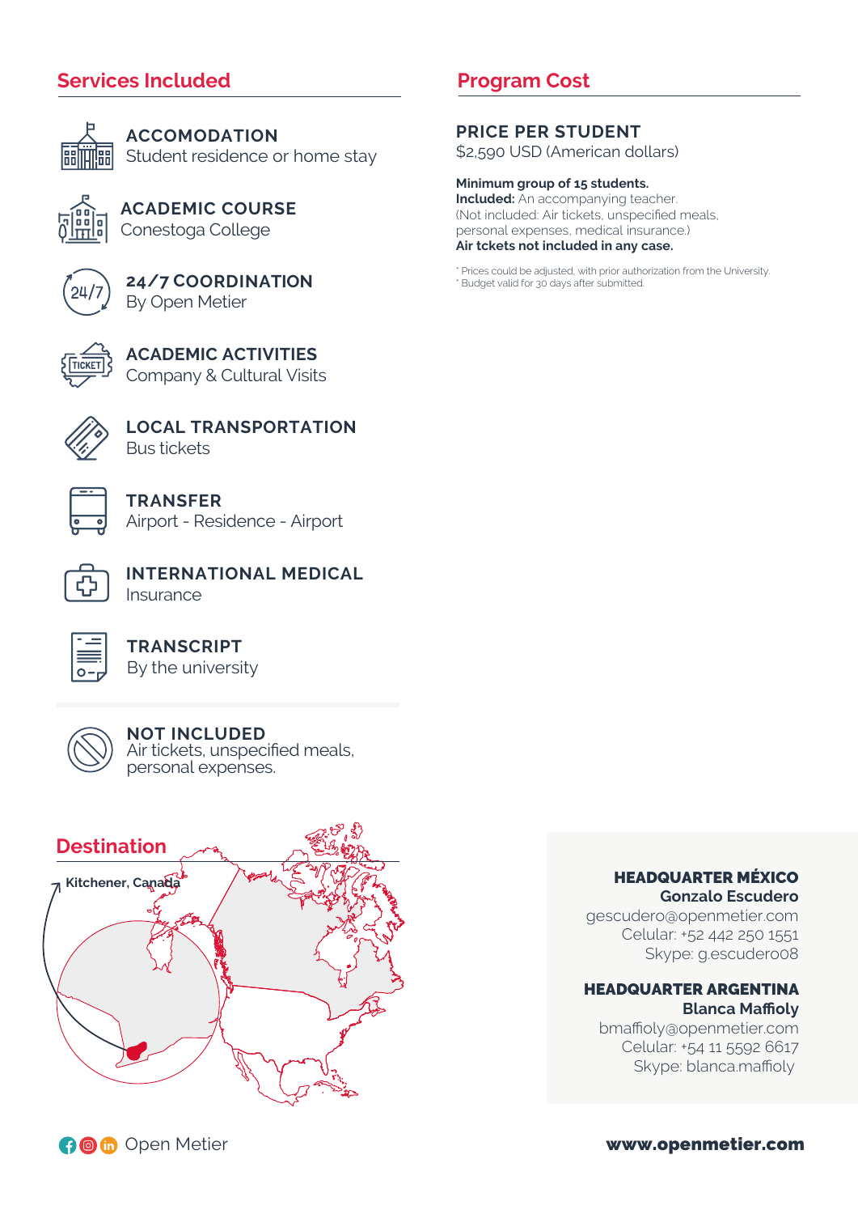## Services Included

**ACCOMODATION**
Student residence or home stay

**ACADEMIC COURSE**
Conestoga College

**24/7 COORDINATION**
By Open Metier

**ACADEMIC ACTIVITIES**
Company & Cultural Visits

**LOCAL TRANSPORTATION**
Bus tickets

**TRANSFER**
Airport - Residence - Airport

**INTERNATIONAL MEDICAL**
Insurance

**TRANSCRIPT**
By the university

**NOT INCLUDED**
Air tickets, unspecified meals, personal expenses.

## Program Cost

**PRICE PER STUDENT**
$2,590 USD (American dollars)

**Minimum group of 15 students.**
**Included:** An accompanying teacher.
(Not included: Air tickets, unspecified meals, personal expenses, medical insurance.)
**Air tckets not included in any case.**

* Prices could be adjusted, with prior authorization from the University.
* Budget valid for 30 days after submitted.

## Destination

Kitchener, Canada

**HEADQUARTER MÉXICO**
**Gonzalo Escudero**
gescudero@openmetier.com
Celular: +52 442 250 1551
Skype: g.escudero08

**HEADQUARTER ARGENTINA**
**Blanca Maffioly**
bmaffioly@openmetier.com
Celular: +54 11 5592 6617
Skype: blanca.maffioly

Open Metier

**www.openmetier.com**